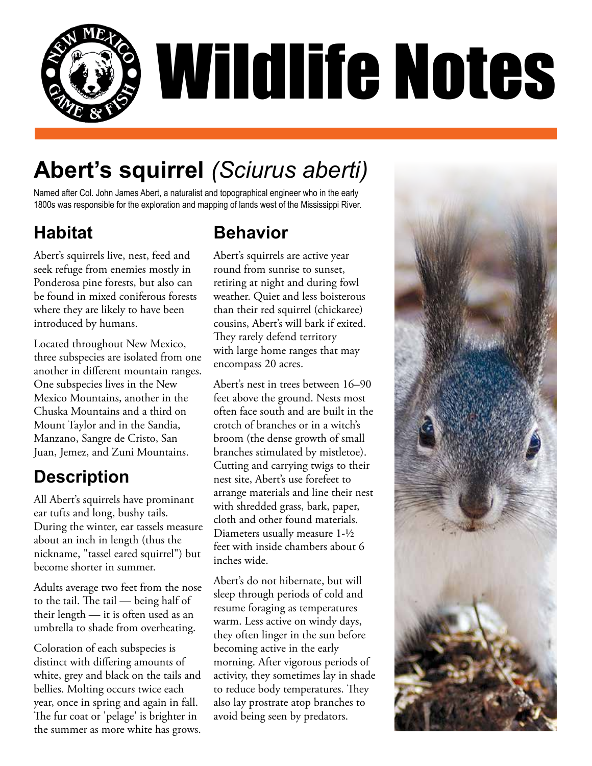# Wildlife Notes

## Abert's squirrel *(Sciurus aberti)*

Named after Col. John James Abert, a naturalist and topographical engineer who in the early 1800s was responsible for the exploration and mapping of lands west of the Mississippi River.

## Habitat

Abert's squirrels live, nest, feed and seek refuge from enemies mostly in Ponderosa pine forests, but also can be found in mixed coniferous forests where they are likely to have been introduced by humans.

Located throughout New Mexico, three subspecies are isolated from one another in different mountain ranges. One subspecies lives in the New Mexico Mountains, another in the Chuska Mountains and a third on Mount Taylor and in the Sandia, Manzano, Sangre de Cristo, San Juan, Jemez, and Zuni Mountains.

## Description

All Abert's squirrels have prominant ear tufts and long, bushy tails. During the winter, ear tassels measure about an inch in length (thus the nickname, "tassel eared squirrel") but become shorter in summer.

Adults average two feet from the nose to the tail. The tail — being half of their length — it is often used as an umbrella to shade from overheating.

Coloration of each subspecies is distinct with differing amounts of white, grey and black on the tails and bellies. Molting occurs twice each year, once in spring and again in fall. The fur coat or 'pelage' is brighter in the summer as more white has grows.

## Behavior

Abert's squirrels are active year round from sunrise to sunset, retiring at night and during fowl weather. Quiet and less boisterous than their red squirrel (chickaree) cousins, Abert's will bark if exited. They rarely defend territory with large home ranges that may encompass 20 acres.

Abert's nest in trees between 16–90 feet above the ground. Nests most often face south and are built in the crotch of branches or in a witch's broom (the dense growth of small branches stimulated by mistletoe). Cutting and carrying twigs to their nest site, Abert's use forefeet to arrange materials and line their nest with shredded grass, bark, paper, cloth and other found materials. Diameters usually measure 1-½ feet with inside chambers about 6 inches wide.

Abert's do not hibernate, but will sleep through periods of cold and resume foraging as temperatures warm. Less active on windy days, they often linger in the sun before becoming active in the early morning. After vigorous periods of activity, they sometimes lay in shade to reduce body temperatures. They also lay prostrate atop branches to avoid being seen by predators.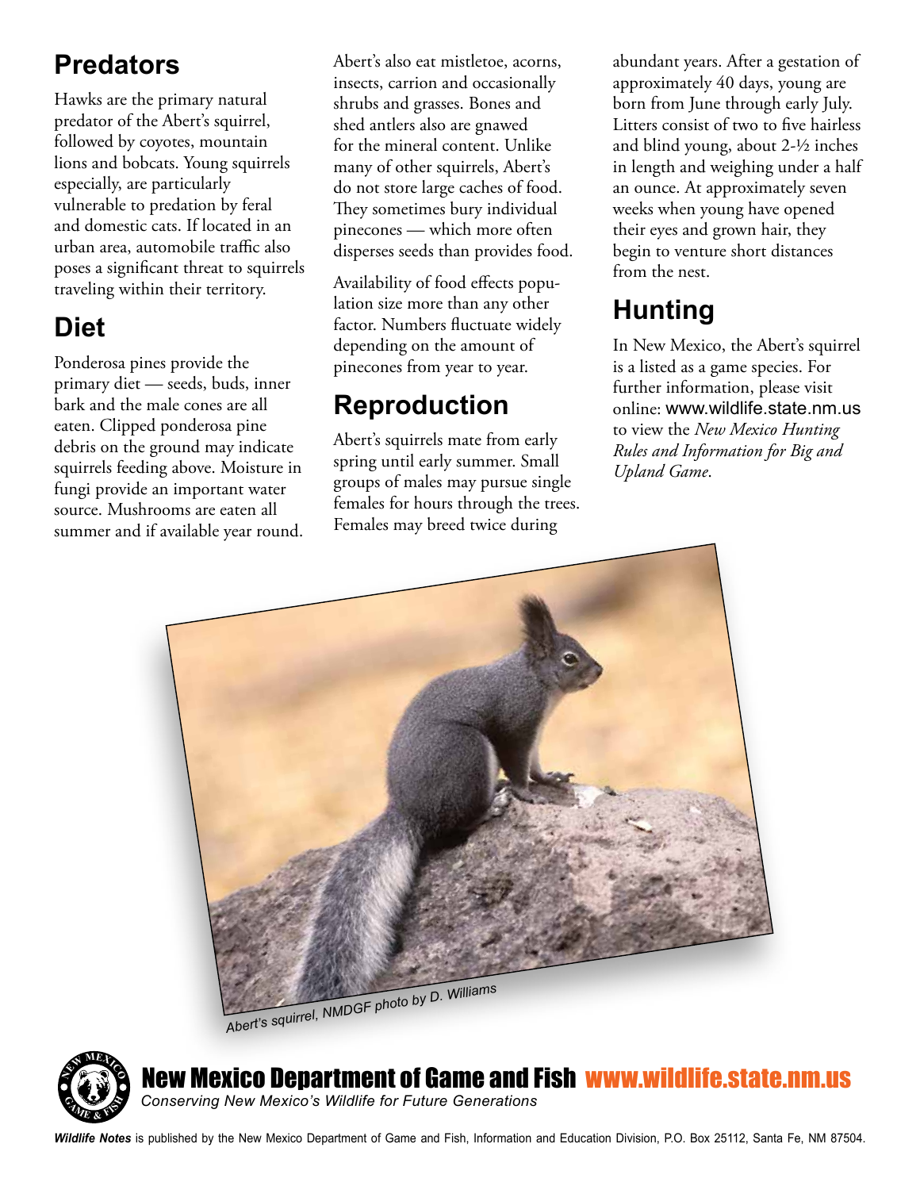## Predators

Hawks are the primary natural predator of the Abert's squirrel, followed by coyotes, mountain lions and bobcats. Young squirrels especially, are particularly vulnerable to predation by feral and domestic cats. If located in an urban area, automobile traffic also poses a significant threat to squirrels traveling within their territory.

## Diet

Ponderosa pines provide the primary diet — seeds, buds, inner bark and the male cones are all eaten. Clipped ponderosa pine debris on the ground may indicate squirrels feeding above. Moisture in fungi provide an important water source. Mushrooms are eaten all summer and if available year round. Abert's also eat mistletoe, acorns, insects, carrion and occasionally shrubs and grasses. Bones and shed antlers also are gnawed for the mineral content. Unlike many of other squirrels, Abert's do not store large caches of food. They sometimes bury individual pinecones — which more often disperses seeds than provides food.

Availability of food effects population size more than any other factor. Numbers fluctuate widely depending on the amount of pinecones from year to year.

## Reproduction

Abert's squirrels mate from early spring until early summer. Small groups of males may pursue single females for hours through the trees. Females may breed twice during abundant years. After a gestation of approximately 40 days, young are born from June through early July. Litters consist of two to five hairless and blind young, about 2-½ inches in length and weighing under a half an ounce. At approximately seven weeks when young have opened their eyes and grown hair, they begin to venture short distances from the nest.

## Hunting

In New Mexico, the Abert's squirrel is a listed as a game species. For further information, please visit online: www.wildlife.state.nm.us to view the *New Mexico Hunting Rules and Information for Big and Upland Game*.

*Abert's squirrel, NMDGF photo by D. Williams*

**New Mexico Department of Game and Fish** www.wildlife.state.nm.us
*Conserving New Mexico's Wildlife for Future Generations*

***Wildlife Notes*** is published by the New Mexico Department of Game and Fish, Information and Education Division, P.O. Box 25112, Santa Fe, NM 87504.